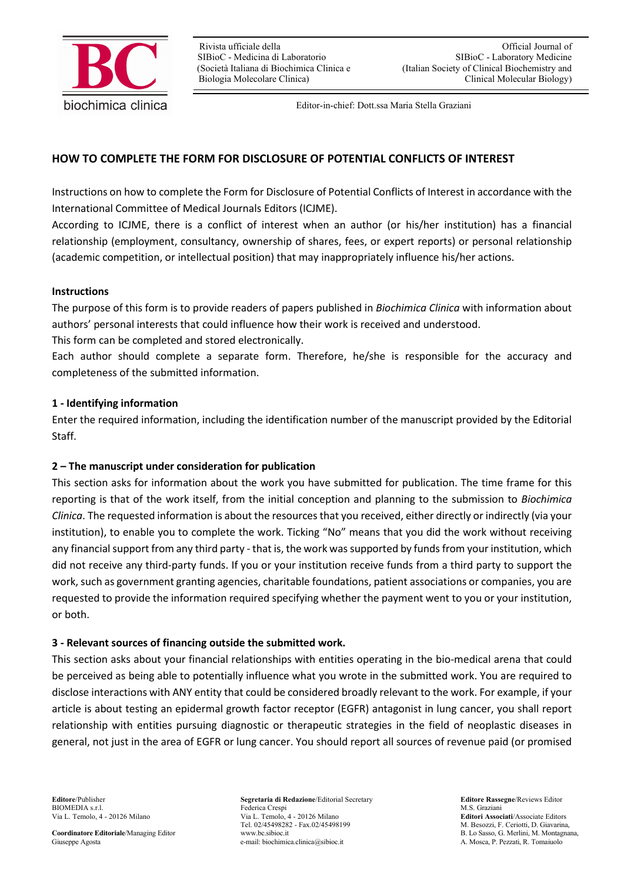## HOW TO COMPLETE THE FORM FOR DISCLOSURE OF POTENTIAL CONFLICTS OF INTEREST

Instructions on how to complete the Form for Disclosure of Potential Conflicts of Interest in accordance with the International Committee of Medical Journals Editors (ICJME).

According to ICJME, there is a conflict of interest when an author (or his/her institution) has a financial relationship (employment, consultancy, ownership of shares, fees, or expert reports) or personal relationship (academic competition, or intellectual position) that may inappropriately influence his/her actions.

### Instructions

The purpose of this form is to provide readers of papers published in *Biochimica Clinica* with information about authors' personal interests that could influence how their work is received and understood.

This form can be completed and stored electronically.

Each author should complete a separate form. Therefore, he/she is responsible for the accuracy and completeness of the submitted information.

### 1 - Identifying information

Enter the required information, including the identification number of the manuscript provided by the Editorial Staff.

### 2 – The manuscript under consideration for publication

This section asks for information about the work you have submitted for publication. The time frame for this reporting is that of the work itself, from the initial conception and planning to the submission to *Biochimica Clinica*. The requested information is about the resources that you received, either directly or indirectly (via your institution), to enable you to complete the work. Ticking "No" means that you did the work without receiving any financial support from any third party - that is, the work was supported by funds from your institution, which did not receive any third-party funds. If you or your institution receive funds from a third party to support the work, such as government granting agencies, charitable foundations, patient associations or companies, you are requested to provide the information required specifying whether the payment went to you or your institution, or both.

### 3 - Relevant sources of financing outside the submitted work.

This section asks about your financial relationships with entities operating in the bio-medical arena that could be perceived as being able to potentially influence what you wrote in the submitted work. You are required to disclose interactions with ANY entity that could be considered broadly relevant to the work. For example, if your article is about testing an epidermal growth factor receptor (EGFR) antagonist in lung cancer, you shall report relationship with entities pursuing diagnostic or therapeutic strategies in the field of neoplastic diseases in general, not just in the area of EGFR or lung cancer. You should report all sources of revenue paid (or promised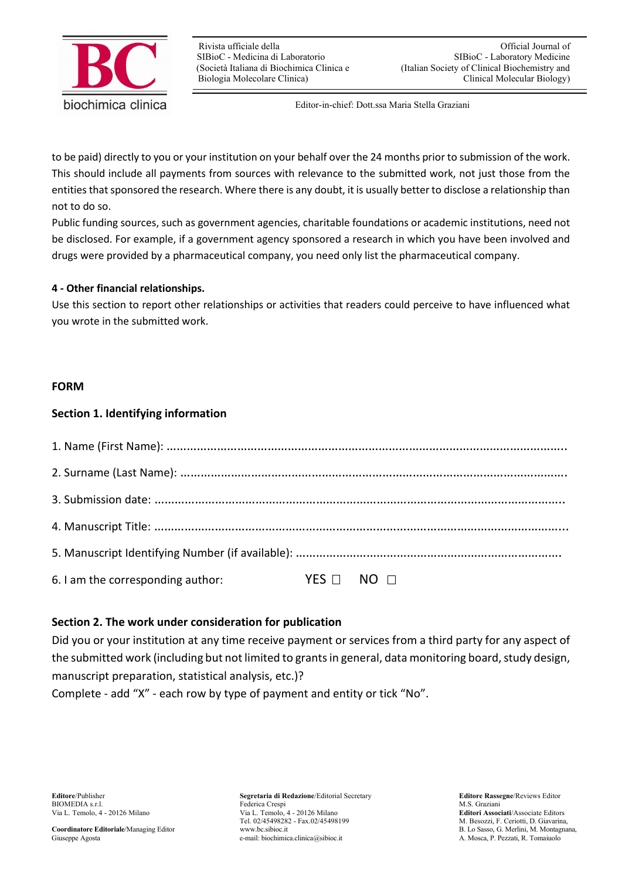to be paid) directly to you or your institution on your behalf over the 24 months prior to submission of the work. This should include all payments from sources with relevance to the submitted work, not just those from the entities that sponsored the research. Where there is any doubt, it is usually better to disclose a relationship than not to do so.

Public funding sources, such as government agencies, charitable foundations or academic institutions, need not be disclosed. For example, if a government agency sponsored a research in which you have been involved and drugs were provided by a pharmaceutical company, you need only list the pharmaceutical company.

**4 - Other financial relationships.**

Use this section to report other relationships or activities that readers could perceive to have influenced what you wrote in the submitted work.

## FORM

### Section 1. Identifying information

1. Name (First Name): ..........................................................................................................................

2. Surname (Last Name): ....................................................................................................................

3. Submission date: .............................................................................................................................

4. Manuscript Title: ..............................................................................................................................

5. Manuscript Identifying Number (if available): ..................................................................................

6. I am the corresponding author: YES ☐ NO ☐

### Section 2. The work under consideration for publication

Did you or your institution at any time receive payment or services from a third party for any aspect of the submitted work (including but not limited to grants in general, data monitoring board, study design, manuscript preparation, statistical analysis, etc.)?

Complete - add "X" - each row by type of payment and entity or tick "No".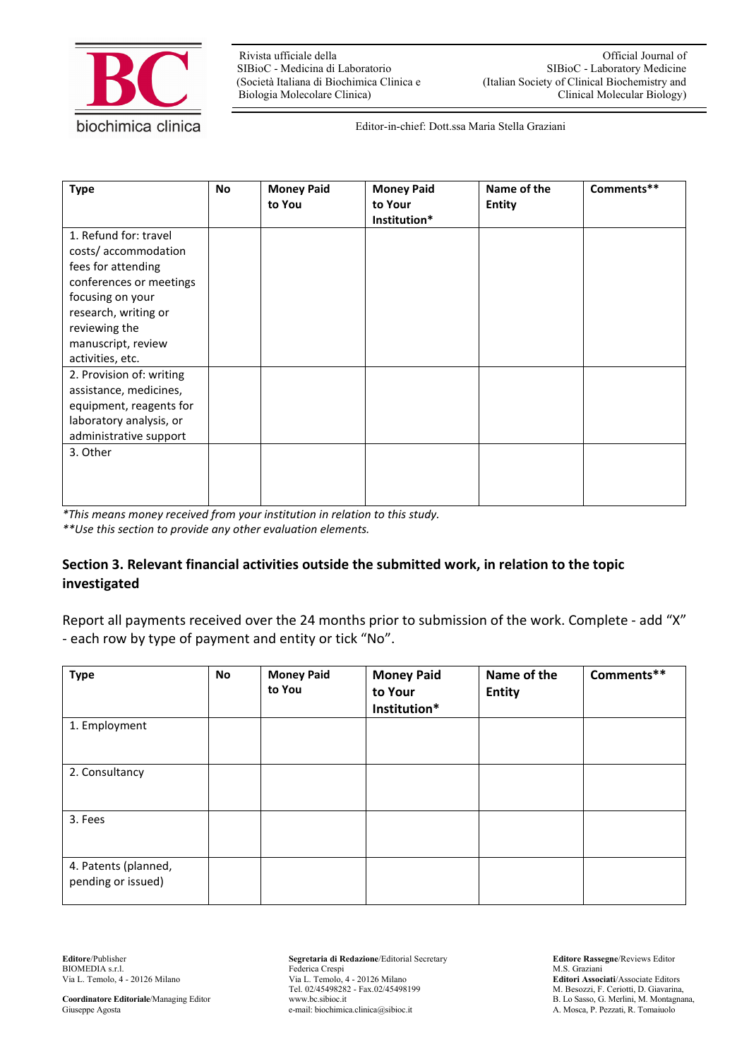| Type | No | Money Paid to You | Money Paid to Your Institution* | Name of the Entity | Comments** |
|---|---|---|---|---|---|
| 1. Refund for: travel costs/ accommodation fees for attending conferences or meetings focusing on your research, writing or reviewing the manuscript, review activities, etc. | | | | | |
| 2. Provision of: writing assistance, medicines, equipment, reagents for laboratory analysis, or administrative support | | | | | |
| 3. Other | | | | | |

*\*This means money received from your institution in relation to this study.*

*\*\*Use this section to provide any other evaluation elements.*

### Section 3. Relevant financial activities outside the submitted work, in relation to the topic investigated

Report all payments received over the 24 months prior to submission of the work. Complete - add “X” - each row by type of payment and entity or tick “No”.

| Type | No | Money Paid to You | Money Paid to Your Institution* | Name of the Entity | Comments** |
|---|---|---|---|---|---|
| 1. Employment | | | | | |
| 2. Consultancy | | | | | |
| 3. Fees | | | | | |
| 4. Patents (planned, pending or issued) | | | | | |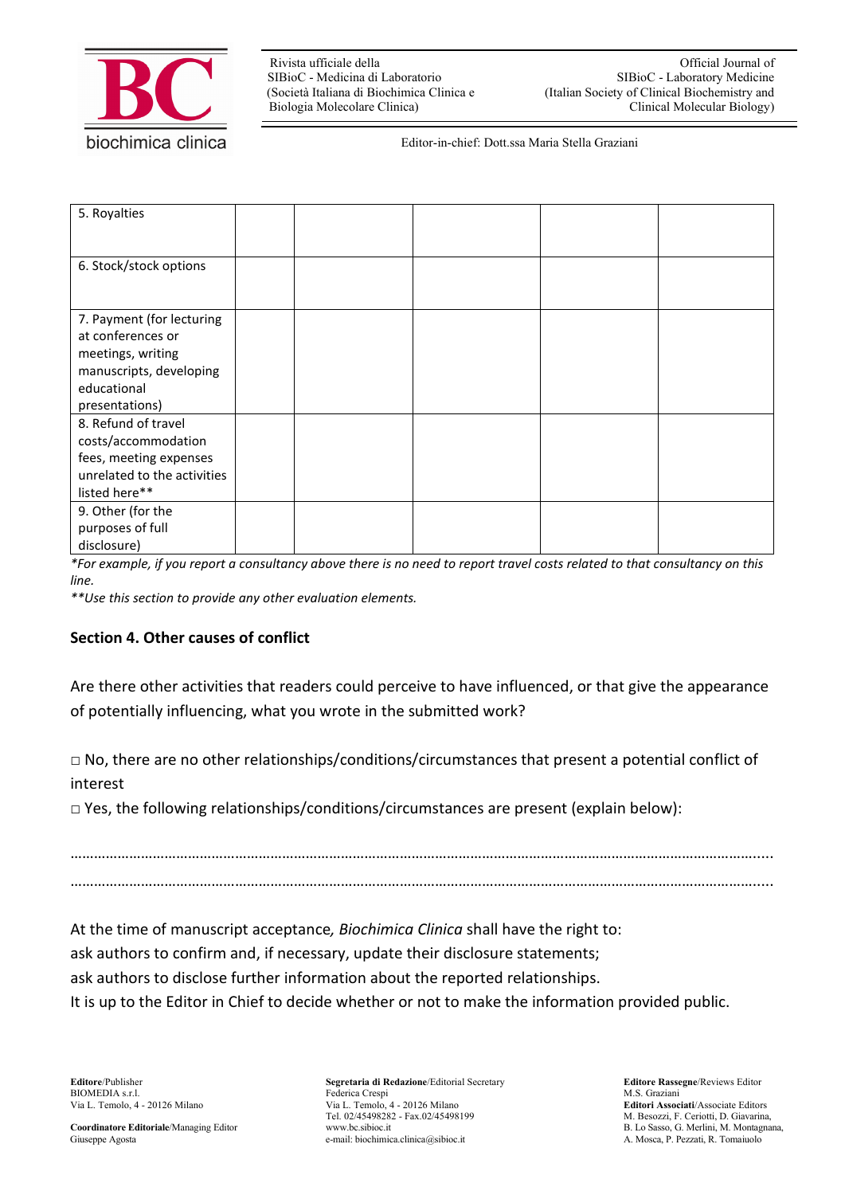| | | | | | |
|---|---|---|---|---|---|
| 5. Royalties | | | | | |
| 6. Stock/stock options | | | | | |
| 7. Payment (for lecturing at conferences or meetings, writing manuscripts, developing educational presentations) | | | | | |
| 8. Refund of travel costs/accommodation fees, meeting expenses unrelated to the activities listed here** | | | | | |
| 9. Other (for the purposes of full disclosure) | | | | | |

*For example, if you report a consultancy above there is no need to report travel costs related to that consultancy on this line.*

***Use this section to provide any other evaluation elements.*

**Section 4. Other causes of conflict**

Are there other activities that readers could perceive to have influenced, or that give the appearance of potentially influencing, what you wrote in the submitted work?

□ No, there are no other relationships/conditions/circumstances that present a potential conflict of interest

□ Yes, the following relationships/conditions/circumstances are present (explain below):

………………………………………………………………………………………………………………………………………………......

………………………………………………………………………………………………………………………………………………......

At the time of manuscript acceptance*, Biochimica Clinica* shall have the right to:
ask authors to confirm and, if necessary, update their disclosure statements;
ask authors to disclose further information about the reported relationships.
It is up to the Editor in Chief to decide whether or not to make the information provided public.